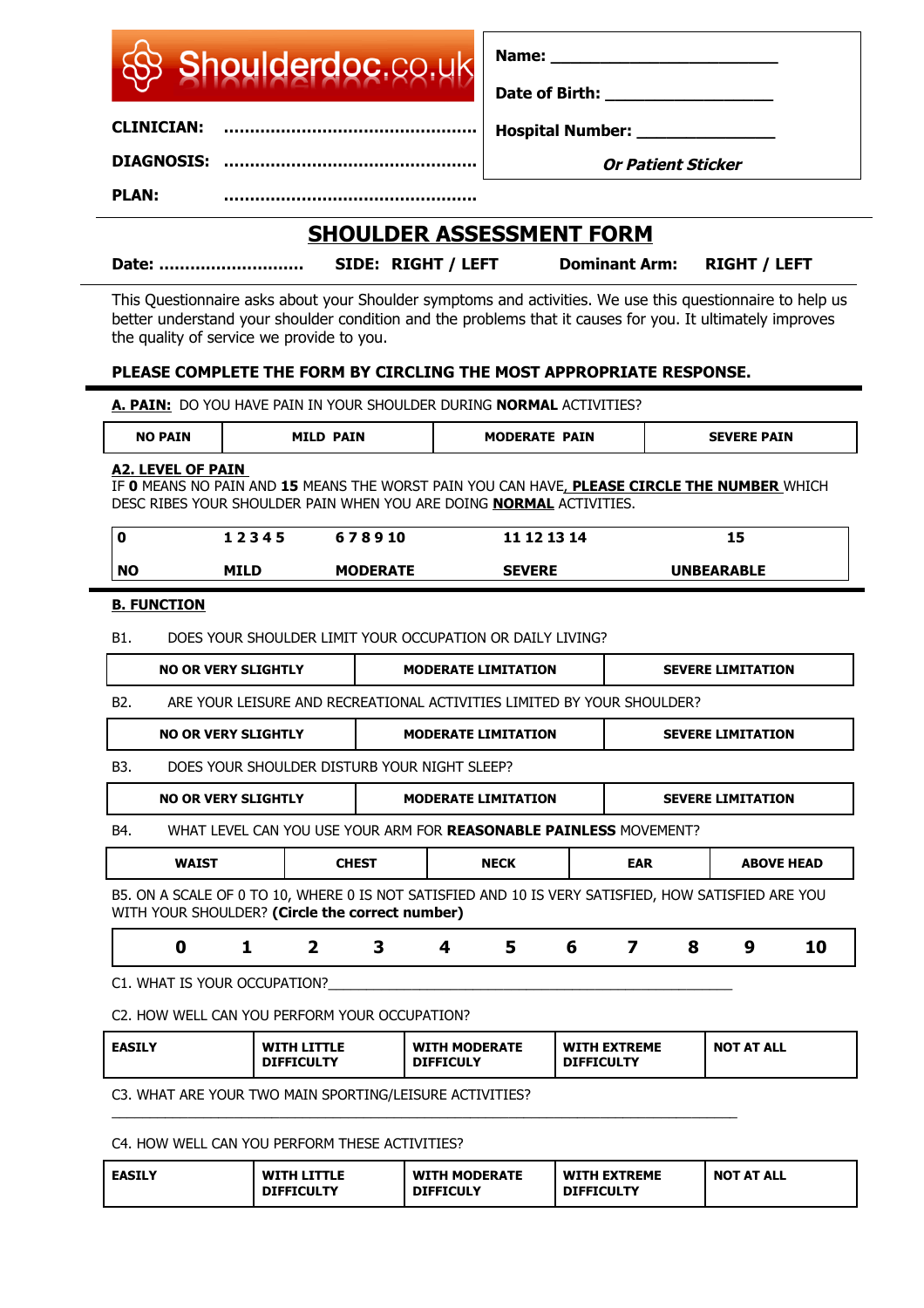Shoulderdoc.co.uk

**CLINICIAN:** ……………………………………………

**DIAGNOSIS:** ……………………………………………

**PLAN:** ……………………………………………

**Name:** ________________________

**Date of Birth:** _________________

**Hospital Number:** ______________

***Or Patient Sticker***

# SHOULDER ASSESSMENT FORM

**Date:** ………………………… **SIDE: RIGHT / LEFT** **Dominant Arm: RIGHT / LEFT**

This Questionnaire asks about your Shoulder symptoms and activities. We use this questionnaire to help us better understand your shoulder condition and the problems that it causes for you. It ultimately improves the quality of service we provide to you.

**PLEASE COMPLETE THE FORM BY CIRCLING THE MOST APPROPRIATE RESPONSE.**

**A. PAIN:** DO YOU HAVE PAIN IN YOUR SHOULDER DURING **NORMAL** ACTIVITIES?

| NO PAIN | MILD PAIN | MODERATE PAIN | SEVERE PAIN |
|---|---|---|---|

**A2. LEVEL OF PAIN**

IF **0** MEANS NO PAIN AND **15** MEANS THE WORST PAIN YOU CAN HAVE, **PLEASE CIRCLE THE NUMBER** WHICH DESC RIBES YOUR SHOULDER PAIN WHEN YOU ARE DOING **NORMAL** ACTIVITIES.

| 0 | 1 2 3 4 5 | 6 7 8 9 10 | 11 12 13 14 | 15 |
|---|---|---|---|---|
| NO | MILD | MODERATE | SEVERE | UNBEARABLE |

**B. FUNCTION**

B1. DOES YOUR SHOULDER LIMIT YOUR OCCUPATION OR DAILY LIVING?

| NO OR VERY SLIGHTLY | MODERATE LIMITATION | SEVERE LIMITATION |
|---|---|---|

B2. ARE YOUR LEISURE AND RECREATIONAL ACTIVITIES LIMITED BY YOUR SHOULDER?

| NO OR VERY SLIGHTLY | MODERATE LIMITATION | SEVERE LIMITATION |
|---|---|---|

B3. DOES YOUR SHOULDER DISTURB YOUR NIGHT SLEEP?

| NO OR VERY SLIGHTLY | MODERATE LIMITATION | SEVERE LIMITATION |
|---|---|---|

B4. WHAT LEVEL CAN YOU USE YOUR ARM FOR **REASONABLE PAINLESS** MOVEMENT?

| WAIST | CHEST | NECK | EAR | ABOVE HEAD |
|---|---|---|---|---|

B5. ON A SCALE OF 0 TO 10, WHERE 0 IS NOT SATISFIED AND 10 IS VERY SATISFIED, HOW SATISFIED ARE YOU WITH YOUR SHOULDER? **(Circle the correct number)**

| 0 | 1 | 2 | 3 | 4 | 5 | 6 | 7 | 8 | 9 | 10 |
|---|---|---|---|---|---|---|---|---|---|---|

C1. WHAT IS YOUR OCCUPATION?____________________________________________________

C2. HOW WELL CAN YOU PERFORM YOUR OCCUPATION?

| EASILY | WITH LITTLE DIFFICULTY | WITH MODERATE DIFFICULTY | WITH EXTREME DIFFICULTY | NOT AT ALL |
|---|---|---|---|---|

C3. WHAT ARE YOUR TWO MAIN SPORTING/LEISURE ACTIVITIES?

________________________________________________________________________________

C4. HOW WELL CAN YOU PERFORM THESE ACTIVITIES?

| EASILY | WITH LITTLE DIFFICULTY | WITH MODERATE DIFFICULY | WITH EXTREME DIFFICULTY | NOT AT ALL |
|---|---|---|---|---|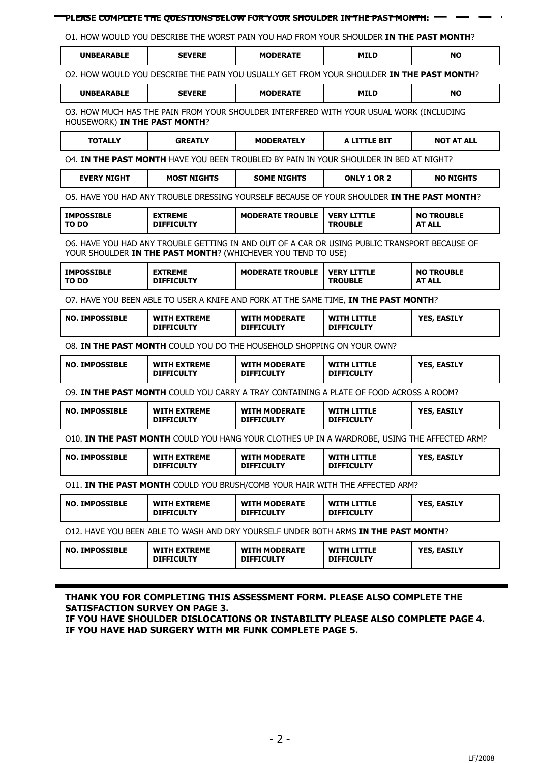**PLEASE COMPLETE THE QUESTIONS BELOW FOR YOUR SHOULDER IN THE PAST MONTH:**

O1. HOW WOULD YOU DESCRIBE THE WORST PAIN YOU HAD FROM YOUR SHOULDER **IN THE PAST MONTH**?

| **UNBEARABLE** | **SEVERE** | **MODERATE** | **MILD** | **NO** |
|---|---|---|---|---|

O2. HOW WOULD YOU DESCRIBE THE PAIN YOU USUALLY GET FROM YOUR SHOULDER **IN THE PAST MONTH**?

| **UNBEARABLE** | **SEVERE** | **MODERATE** | **MILD** | **NO** |
|---|---|---|---|---|

O3. HOW MUCH HAS THE PAIN FROM YOUR SHOULDER INTERFERED WITH YOUR USUAL WORK (INCLUDING HOUSEWORK) **IN THE PAST MONTH**?

| **TOTALLY** | **GREATLY** | **MODERATELY** | **A LITTLE BIT** | **NOT AT ALL** |
|---|---|---|---|---|

O4. **IN THE PAST MONTH** HAVE YOU BEEN TROUBLED BY PAIN IN YOUR SHOULDER IN BED AT NIGHT?

| **EVERY NIGHT** | **MOST NIGHTS** | **SOME NIGHTS** | **ONLY 1 OR 2** | **NO NIGHTS** |
|---|---|---|---|---|

O5. HAVE YOU HAD ANY TROUBLE DRESSING YOURSELF BECAUSE OF YOUR SHOULDER **IN THE PAST MONTH**?

| **IMPOSSIBLE TO DO** | **EXTREME DIFFICULTY** | **MODERATE TROUBLE** | **VERY LITTLE TROUBLE** | **NO TROUBLE AT ALL** |
|---|---|---|---|---|

O6. HAVE YOU HAD ANY TROUBLE GETTING IN AND OUT OF A CAR OR USING PUBLIC TRANSPORT BECAUSE OF YOUR SHOULDER **IN THE PAST MONTH**? (WHICHEVER YOU TEND TO USE)

| **IMPOSSIBLE TO DO** | **EXTREME DIFFICULTY** | **MODERATE TROUBLE** | **VERY LITTLE TROUBLE** | **NO TROUBLE AT ALL** |
|---|---|---|---|---|

O7. HAVE YOU BEEN ABLE TO USER A KNIFE AND FORK AT THE SAME TIME, **IN THE PAST MONTH**?

| **NO. IMPOSSIBLE** | **WITH EXTREME DIFFICULTY** | **WITH MODERATE DIFFICULTY** | **WITH LITTLE DIFFICULTY** | **YES, EASILY** |
|---|---|---|---|---|

O8. **IN THE PAST MONTH** COULD YOU DO THE HOUSEHOLD SHOPPING ON YOUR OWN?

| **NO. IMPOSSIBLE** | **WITH EXTREME DIFFICULTY** | **WITH MODERATE DIFFICULTY** | **WITH LITTLE DIFFICULTY** | **YES, EASILY** |
|---|---|---|---|---|

O9. **IN THE PAST MONTH** COULD YOU CARRY A TRAY CONTAINING A PLATE OF FOOD ACROSS A ROOM?

| **NO. IMPOSSIBLE** | **WITH EXTREME DIFFICULTY** | **WITH MODERATE DIFFICULTY** | **WITH LITTLE DIFFICULTY** | **YES, EASILY** |
|---|---|---|---|---|

O10. **IN THE PAST MONTH** COULD YOU HANG YOUR CLOTHES UP IN A WARDROBE, USING THE AFFECTED ARM?

| **NO. IMPOSSIBLE** | **WITH EXTREME DIFFICULTY** | **WITH MODERATE DIFFICULTY** | **WITH LITTLE DIFFICULTY** | **YES, EASILY** |
|---|---|---|---|---|

O11. **IN THE PAST MONTH** COULD YOU BRUSH/COMB YOUR HAIR WITH THE AFFECTED ARM?

| **NO. IMPOSSIBLE** | **WITH EXTREME DIFFICULTY** | **WITH MODERATE DIFFICULTY** | **WITH LITTLE DIFFICULTY** | **YES, EASILY** |
|---|---|---|---|---|

O12. HAVE YOU BEEN ABLE TO WASH AND DRY YOURSELF UNDER BOTH ARMS **IN THE PAST MONTH**?

| **NO. IMPOSSIBLE** | **WITH EXTREME DIFFICULTY** | **WITH MODERATE DIFFICULTY** | **WITH LITTLE DIFFICULTY** | **YES, EASILY** |
|---|---|---|---|---|

---

**THANK YOU FOR COMPLETING THIS ASSESSMENT FORM. PLEASE ALSO COMPLETE THE SATISFACTION SURVEY ON PAGE 3.**
**IF YOU HAVE SHOULDER DISLOCATIONS OR INSTABILITY PLEASE ALSO COMPLETE PAGE 4.**
**IF YOU HAVE HAD SURGERY WITH MR FUNK COMPLETE PAGE 5.**

LF/2008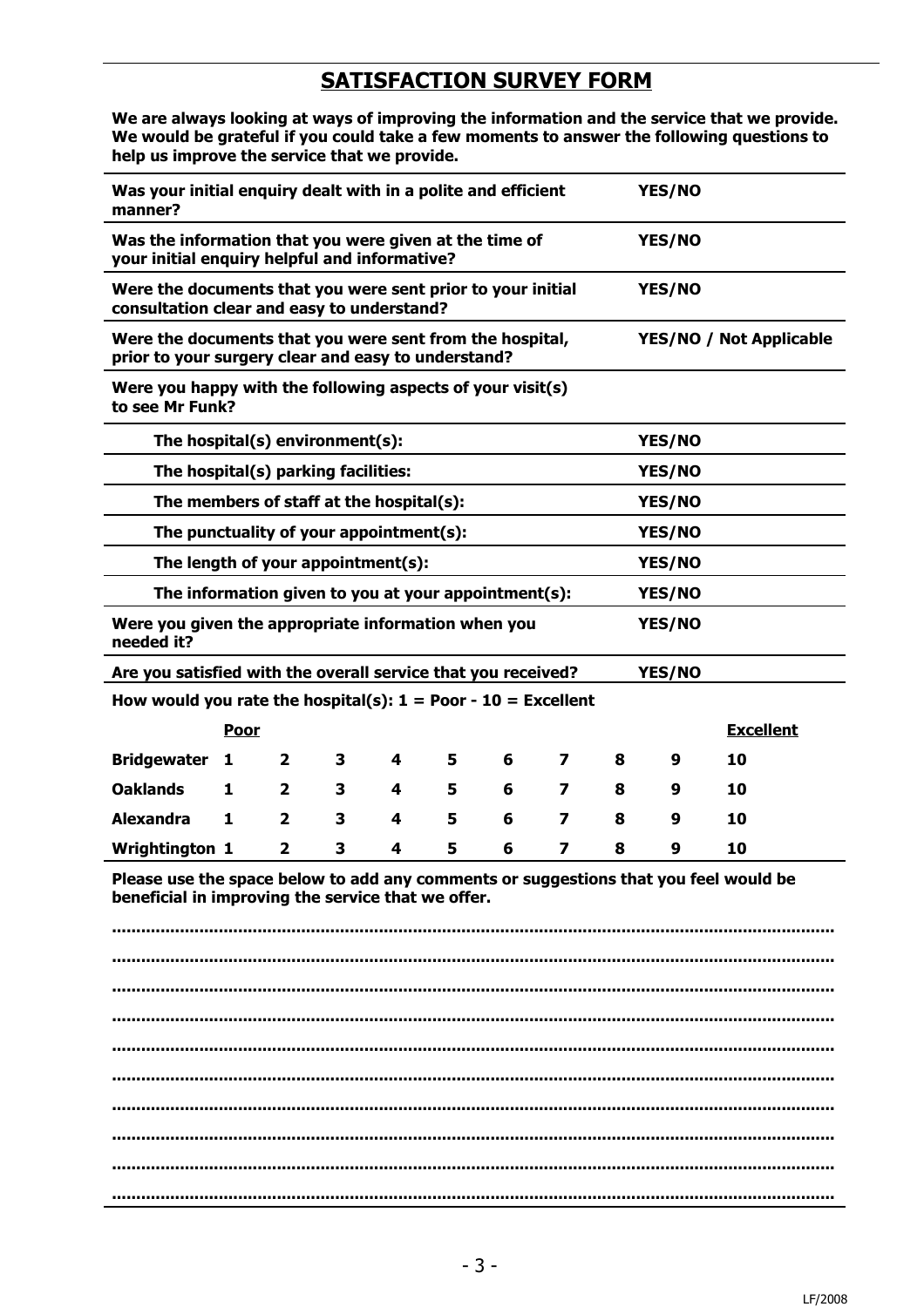# SATISFACTION SURVEY FORM

**We are always looking at ways of improving the information and the service that we provide. We would be grateful if you could take a few moments to answer the following questions to help us improve the service that we provide.**

| | |
|---|---|
| **Was your initial enquiry dealt with in a polite and efficient manner?** | **YES/NO** |
| **Was the information that you were given at the time of your initial enquiry helpful and informative?** | **YES/NO** |
| **Were the documents that you were sent prior to your initial consultation clear and easy to understand?** | **YES/NO** |
| **Were the documents that you were sent from the hospital, prior to your surgery clear and easy to understand?** | **YES/NO / Not Applicable** |
| **Were you happy with the following aspects of your visit(s) to see Mr Funk?** | |
| **The hospital(s) environment(s):** | **YES/NO** |
| **The hospital(s) parking facilities:** | **YES/NO** |
| **The members of staff at the hospital(s):** | **YES/NO** |
| **The punctuality of your appointment(s):** | **YES/NO** |
| **The length of your appointment(s):** | **YES/NO** |
| **The information given to you at your appointment(s):** | **YES/NO** |
| **Were you given the appropriate information when you needed it?** | **YES/NO** |
| **Are you satisfied with the overall service that you received?** | **YES/NO** |

**How would you rate the hospital(s): 1 = Poor - 10 = Excellent**

| | **Poor** | | | | | | | | | **Excellent** |
|---|---|---|---|---|---|---|---|---|---|---|
| **Bridgewater** | **1** | **2** | **3** | **4** | **5** | **6** | **7** | **8** | **9** | **10** |
| **Oaklands** | **1** | **2** | **3** | **4** | **5** | **6** | **7** | **8** | **9** | **10** |
| **Alexandra** | **1** | **2** | **3** | **4** | **5** | **6** | **7** | **8** | **9** | **10** |
| **Wrightington** | **1** | **2** | **3** | **4** | **5** | **6** | **7** | **8** | **9** | **10** |

**Please use the space below to add any comments or suggestions that you feel would be beneficial in improving the service that we offer.**

.................................................................................................................................

.................................................................................................................................

.................................................................................................................................

.................................................................................................................................

.................................................................................................................................

.................................................................................................................................

.................................................................................................................................

.................................................................................................................................

.................................................................................................................................

.................................................................................................................................

LF/2008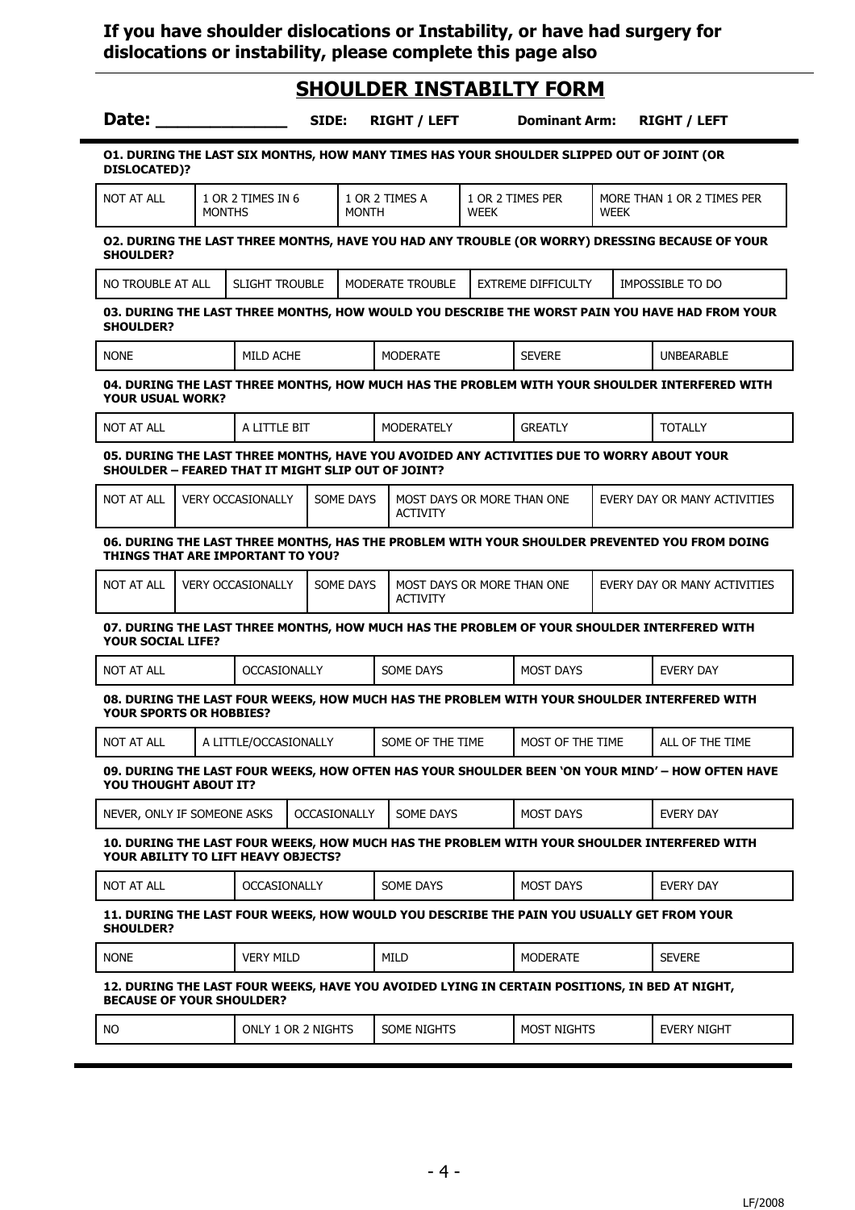**If you have shoulder dislocations or Instability, or have had surgery for dislocations or instability, please complete this page also**

## SHOULDER INSTABILTY FORM

**Date:** _____________ **SIDE:** **RIGHT / LEFT** **Dominant Arm:** **RIGHT / LEFT**

**O1. DURING THE LAST SIX MONTHS, HOW MANY TIMES HAS YOUR SHOULDER SLIPPED OUT OF JOINT (OR DISLOCATED)?**

| NOT AT ALL | 1 OR 2 TIMES IN 6 MONTHS | 1 OR 2 TIMES A MONTH | 1 OR 2 TIMES PER WEEK | MORE THAN 1 OR 2 TIMES PER WEEK |
|---|---|---|---|---|

**O2. DURING THE LAST THREE MONTHS, HAVE YOU HAD ANY TROUBLE (OR WORRY) DRESSING BECAUSE OF YOUR SHOULDER?**

| NO TROUBLE AT ALL | SLIGHT TROUBLE | MODERATE TROUBLE | EXTREME DIFFICULTY | IMPOSSIBLE TO DO |
|---|---|---|---|---|

**03. DURING THE LAST THREE MONTHS, HOW WOULD YOU DESCRIBE THE WORST PAIN YOU HAVE HAD FROM YOUR SHOULDER?**

| NONE | MILD ACHE | MODERATE | SEVERE | UNBEARABLE |
|---|---|---|---|---|

**04. DURING THE LAST THREE MONTHS, HOW MUCH HAS THE PROBLEM WITH YOUR SHOULDER INTERFERED WITH YOUR USUAL WORK?**

| NOT AT ALL | A LITTLE BIT | MODERATELY | GREATLY | TOTALLY |
|---|---|---|---|---|

**05. DURING THE LAST THREE MONTHS, HAVE YOU AVOIDED ANY ACTIVITIES DUE TO WORRY ABOUT YOUR SHOULDER – FEARED THAT IT MIGHT SLIP OUT OF JOINT?**

| NOT AT ALL | VERY OCCASIONALLY | SOME DAYS | MOST DAYS OR MORE THAN ONE ACTIVITY | EVERY DAY OR MANY ACTIVITIES |
|---|---|---|---|---|

**06. DURING THE LAST THREE MONTHS, HAS THE PROBLEM WITH YOUR SHOULDER PREVENTED YOU FROM DOING THINGS THAT ARE IMPORTANT TO YOU?**

| NOT AT ALL | VERY OCCASIONALLY | SOME DAYS | MOST DAYS OR MORE THAN ONE ACTIVITY | EVERY DAY OR MANY ACTIVITIES |
|---|---|---|---|---|

**07. DURING THE LAST THREE MONTHS, HOW MUCH HAS THE PROBLEM OF YOUR SHOULDER INTERFERED WITH YOUR SOCIAL LIFE?**

| NOT AT ALL | OCCASIONALLY | SOME DAYS | MOST DAYS | EVERY DAY |
|---|---|---|---|---|

**08. DURING THE LAST FOUR WEEKS, HOW MUCH HAS THE PROBLEM WITH YOUR SHOULDER INTERFERED WITH YOUR SPORTS OR HOBBIES?**

| NOT AT ALL | A LITTLE/OCCASIONALLY | SOME OF THE TIME | MOST OF THE TIME | ALL OF THE TIME |
|---|---|---|---|---|

**09. DURING THE LAST FOUR WEEKS, HOW OFTEN HAS YOUR SHOULDER BEEN 'ON YOUR MIND' – HOW OFTEN HAVE YOU THOUGHT ABOUT IT?**

| NEVER, ONLY IF SOMEONE ASKS | OCCASIONALLY | SOME DAYS | MOST DAYS | EVERY DAY |
|---|---|---|---|---|

**10. DURING THE LAST FOUR WEEKS, HOW MUCH HAS THE PROBLEM WITH YOUR SHOULDER INTERFERED WITH YOUR ABILITY TO LIFT HEAVY OBJECTS?**

| NOT AT ALL | OCCASIONALLY | SOME DAYS | MOST DAYS | EVERY DAY |
|---|---|---|---|---|

**11. DURING THE LAST FOUR WEEKS, HOW WOULD YOU DESCRIBE THE PAIN YOU USUALLY GET FROM YOUR SHOULDER?**

| NONE | VERY MILD | MILD | MODERATE | SEVERE |
|---|---|---|---|---|

**12. DURING THE LAST FOUR WEEKS, HAVE YOU AVOIDED LYING IN CERTAIN POSITIONS, IN BED AT NIGHT, BECAUSE OF YOUR SHOULDER?**

| NO | ONLY 1 OR 2 NIGHTS | SOME NIGHTS | MOST NIGHTS | EVERY NIGHT |
|---|---|---|---|---|

LF/2008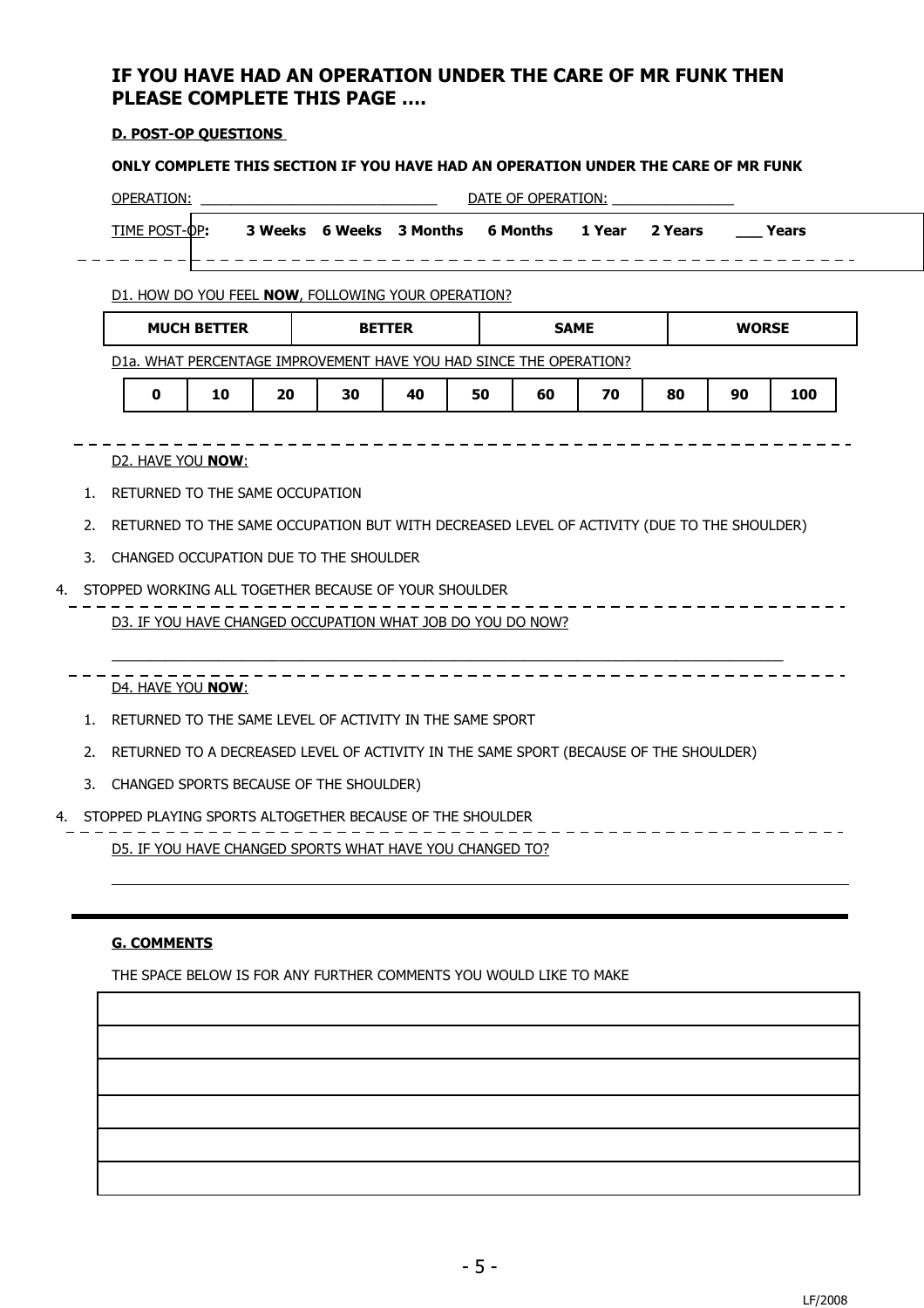## IF YOU HAVE HAD AN OPERATION UNDER THE CARE OF MR FUNK THEN PLEASE COMPLETE THIS PAGE ….

**D. POST-OP QUESTIONS**

**ONLY COMPLETE THIS SECTION IF YOU HAVE HAD AN OPERATION UNDER THE CARE OF MR FUNK**

OPERATION: ______________________________ DATE OF OPERATION: ________________

TIME POST-OP: **3 Weeks 6 Weeks 3 Months 6 Months 1 Year 2 Years ___ Years**

D1. HOW DO YOU FEEL **NOW**, FOLLOWING YOUR OPERATION?

| MUCH BETTER | BETTER | SAME | WORSE |
|---|---|---|---|

D1a. WHAT PERCENTAGE IMPROVEMENT HAVE YOU HAD SINCE THE OPERATION?

| 0 | 10 | 20 | 30 | 40 | 50 | 60 | 70 | 80 | 90 | 100 |
|---|---|---|---|---|---|---|---|---|---|---|

D2. HAVE YOU **NOW**:

1. RETURNED TO THE SAME OCCUPATION
2. RETURNED TO THE SAME OCCUPATION BUT WITH DECREASED LEVEL OF ACTIVITY (DUE TO THE SHOULDER)
3. CHANGED OCCUPATION DUE TO THE SHOULDER
4. STOPPED WORKING ALL TOGETHER BECAUSE OF YOUR SHOULDER

D3. IF YOU HAVE CHANGED OCCUPATION WHAT JOB DO YOU DO NOW?

_____________________________________________________________________________

D4. HAVE YOU **NOW**:

1. RETURNED TO THE SAME LEVEL OF ACTIVITY IN THE SAME SPORT
2. RETURNED TO A DECREASED LEVEL OF ACTIVITY IN THE SAME SPORT (BECAUSE OF THE SHOULDER)
3. CHANGED SPORTS BECAUSE OF THE SHOULDER)
4. STOPPED PLAYING SPORTS ALTOGETHER BECAUSE OF THE SHOULDER

D5. IF YOU HAVE CHANGED SPORTS WHAT HAVE YOU CHANGED TO?

_____________________________________________________________________________

**G. COMMENTS**

THE SPACE BELOW IS FOR ANY FURTHER COMMENTS YOU WOULD LIKE TO MAKE

| |
|---|
| |
| |
| |
| |
| |

LF/2008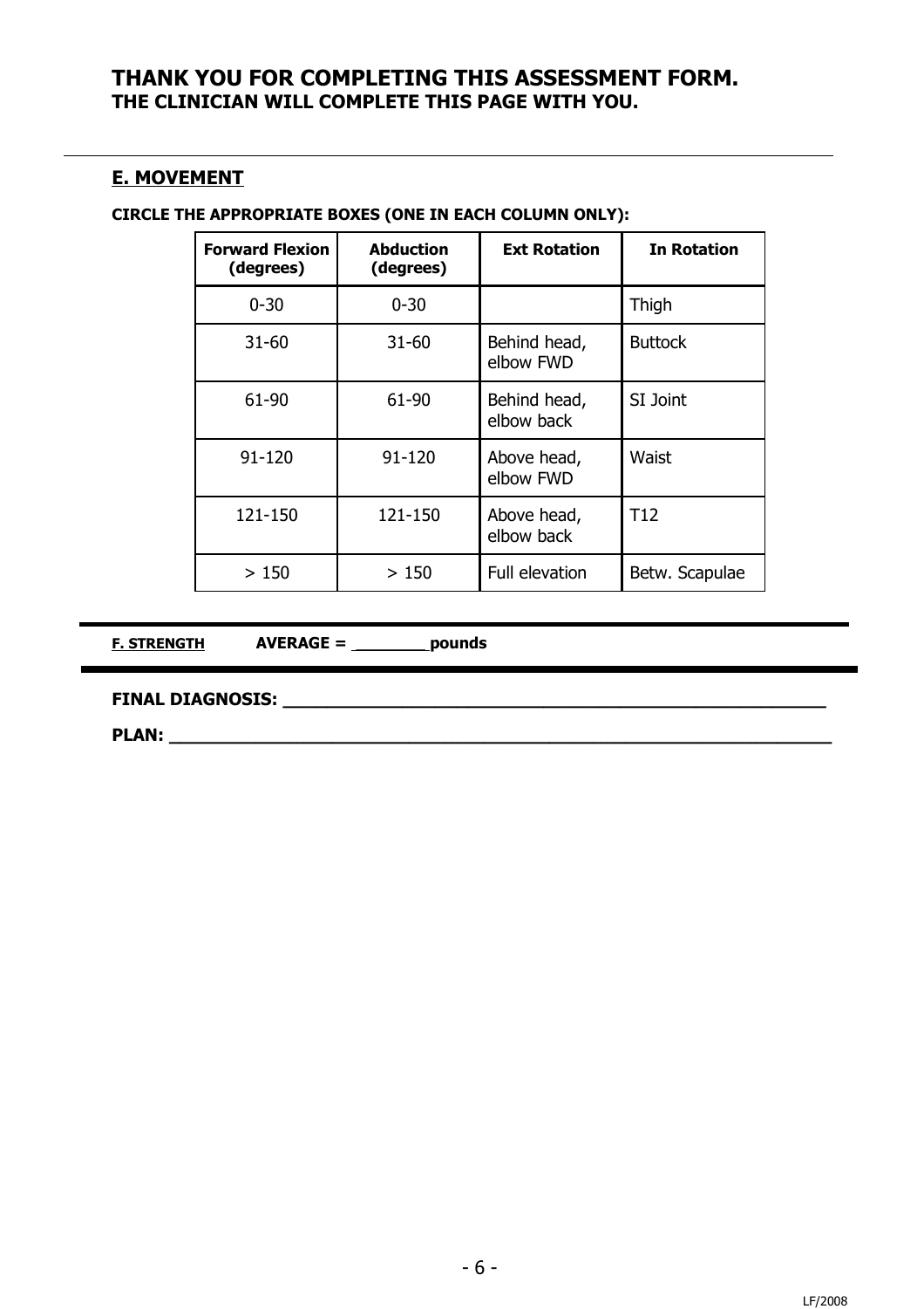## THANK YOU FOR COMPLETING THIS ASSESSMENT FORM.
### THE CLINICIAN WILL COMPLETE THIS PAGE WITH YOU.

---

## E. MOVEMENT

**CIRCLE THE APPROPRIATE BOXES (ONE IN EACH COLUMN ONLY):**

| Forward Flexion (degrees) | Abduction (degrees) | Ext Rotation | In Rotation |
|---|---|---|---|
| 0-30 | 0-30 | | Thigh |
| 31-60 | 31-60 | Behind head, elbow FWD | Buttock |
| 61-90 | 61-90 | Behind head, elbow back | SI Joint |
| 91-120 | 91-120 | Above head, elbow FWD | Waist |
| 121-150 | 121-150 | Above head, elbow back | T12 |
| > 150 | > 150 | Full elevation | Betw. Scapulae |

---

**F. STRENGTH** **AVERAGE = ________ pounds**

---

**FINAL DIAGNOSIS:** _______________________________________________________

**PLAN:** _______________________________________________________________

LF/2008